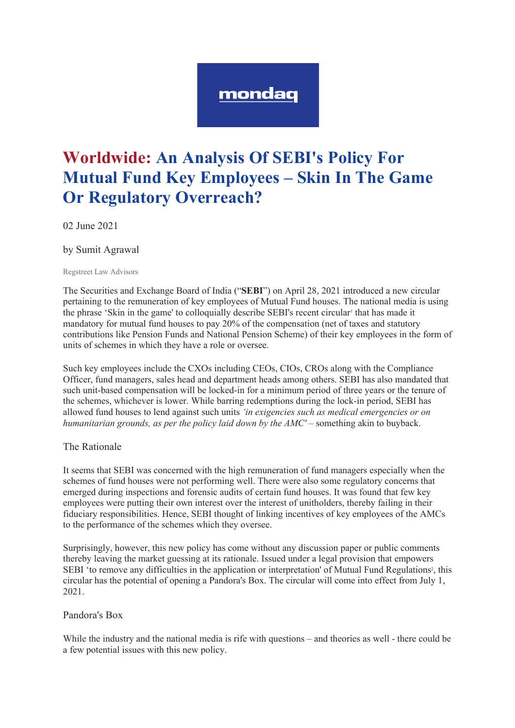# Worldwide: An Analysis Of SEBI's Policy For Mutual Fund Key Employees – Skin In The Game Or Regulatory Overreach?

02 June 2021

by Sumit Agrawal

Regstreet Law Advisors

The Securities and Exchange Board of India ("**SEBI**") on April 28, 2021 introduced a new circular pertaining to the remuneration of key employees of Mutual Fund houses. The national media is using the phrase 'Skin in the game' to colloquially describe SEBI's recent circular[1] that has made it mandatory for mutual fund houses to pay 20% of the compensation (net of taxes and statutory contributions like Pension Funds and National Pension Scheme) of their key employees in the form of units of schemes in which they have a role or oversee.

Such key employees include the CXOs including CEOs, CIOs, CROs along with the Compliance Officer, fund managers, sales head and department heads among others. SEBI has also mandated that such unit-based compensation will be locked-in for a minimum period of three years or the tenure of the schemes, whichever is lower. While barring redemptions during the lock-in period, SEBI has allowed fund houses to lend against such units *'in exigencies such as medical emergencies or on humanitarian grounds, as per the policy laid down by the AMC'* – something akin to buyback.

## The Rationale

It seems that SEBI was concerned with the high remuneration of fund managers especially when the schemes of fund houses were not performing well. There were also some regulatory concerns that emerged during inspections and forensic audits of certain fund houses. It was found that few key employees were putting their own interest over the interest of unitholders, thereby failing in their fiduciary responsibilities. Hence, SEBI thought of linking incentives of key employees of the AMCs to the performance of the schemes which they oversee.

Surprisingly, however, this new policy has come without any discussion paper or public comments thereby leaving the market guessing at its rationale. Issued under a legal provision that empowers SEBI 'to remove any difficulties in the application or interpretation' of Mutual Fund Regulations[2], this circular has the potential of opening a Pandora's Box. The circular will come into effect from July 1, 2021.

## Pandora's Box

While the industry and the national media is rife with questions – and theories as well - there could be a few potential issues with this new policy.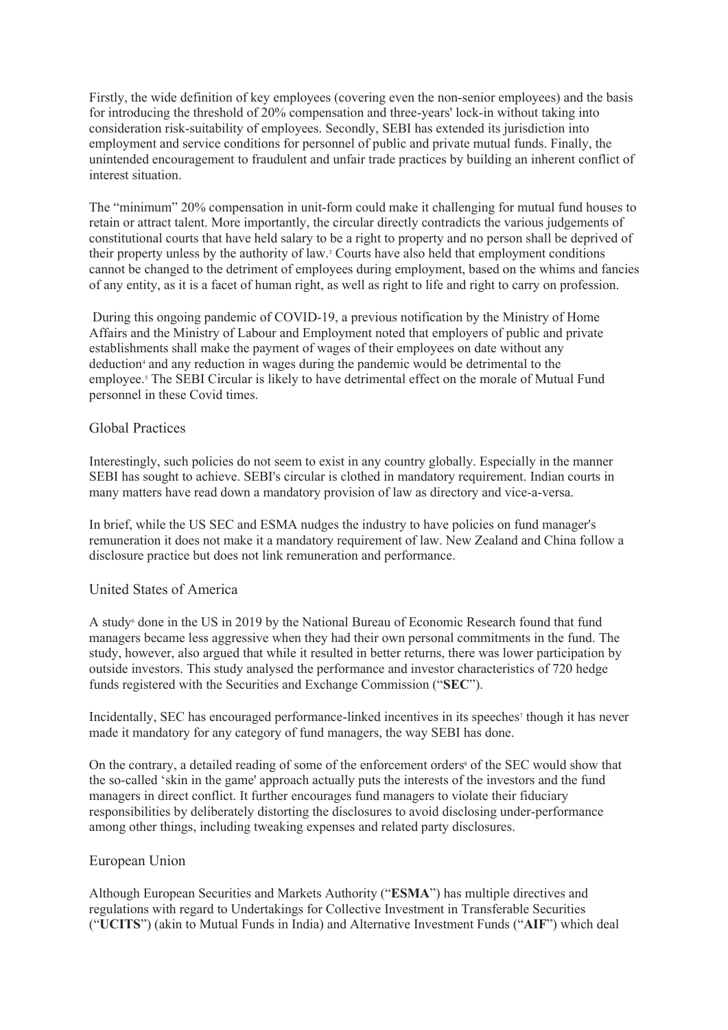Firstly, the wide definition of key employees (covering even the non-senior employees) and the basis for introducing the threshold of 20% compensation and three-years' lock-in without taking into consideration risk-suitability of employees. Secondly, SEBI has extended its jurisdiction into employment and service conditions for personnel of public and private mutual funds. Finally, the unintended encouragement to fraudulent and unfair trade practices by building an inherent conflict of interest situation.

The "minimum" 20% compensation in unit-form could make it challenging for mutual fund houses to retain or attract talent. More importantly, the circular directly contradicts the various judgements of constitutional courts that have held salary to be a right to property and no person shall be deprived of their property unless by the authority of law.[3] Courts have also held that employment conditions cannot be changed to the detriment of employees during employment, based on the whims and fancies of any entity, as it is a facet of human right, as well as right to life and right to carry on profession.

During this ongoing pandemic of COVID-19, a previous notification by the Ministry of Home Affairs and the Ministry of Labour and Employment noted that employers of public and private establishments shall make the payment of wages of their employees on date without any deduction[4] and any reduction in wages during the pandemic would be detrimental to the employee.[5] The SEBI Circular is likely to have detrimental effect on the morale of Mutual Fund personnel in these Covid times.

## Global Practices

Interestingly, such policies do not seem to exist in any country globally. Especially in the manner SEBI has sought to achieve. SEBI's circular is clothed in mandatory requirement. Indian courts in many matters have read down a mandatory provision of law as directory and vice-a-versa.

In brief, while the US SEC and ESMA nudges the industry to have policies on fund manager's remuneration it does not make it a mandatory requirement of law. New Zealand and China follow a disclosure practice but does not link remuneration and performance.

## United States of America

A study[6] done in the US in 2019 by the National Bureau of Economic Research found that fund managers became less aggressive when they had their own personal commitments in the fund. The study, however, also argued that while it resulted in better returns, there was lower participation by outside investors. This study analysed the performance and investor characteristics of 720 hedge funds registered with the Securities and Exchange Commission ("**SEC**").

Incidentally, SEC has encouraged performance-linked incentives in its speeches[7] though it has never made it mandatory for any category of fund managers, the way SEBI has done.

On the contrary, a detailed reading of some of the enforcement orders[8] of the SEC would show that the so-called 'skin in the game' approach actually puts the interests of the investors and the fund managers in direct conflict. It further encourages fund managers to violate their fiduciary responsibilities by deliberately distorting the disclosures to avoid disclosing under-performance among other things, including tweaking expenses and related party disclosures.

## European Union

Although European Securities and Markets Authority ("**ESMA**") has multiple directives and regulations with regard to Undertakings for Collective Investment in Transferable Securities ("**UCITS**") (akin to Mutual Funds in India) and Alternative Investment Funds ("**AIF**") which deal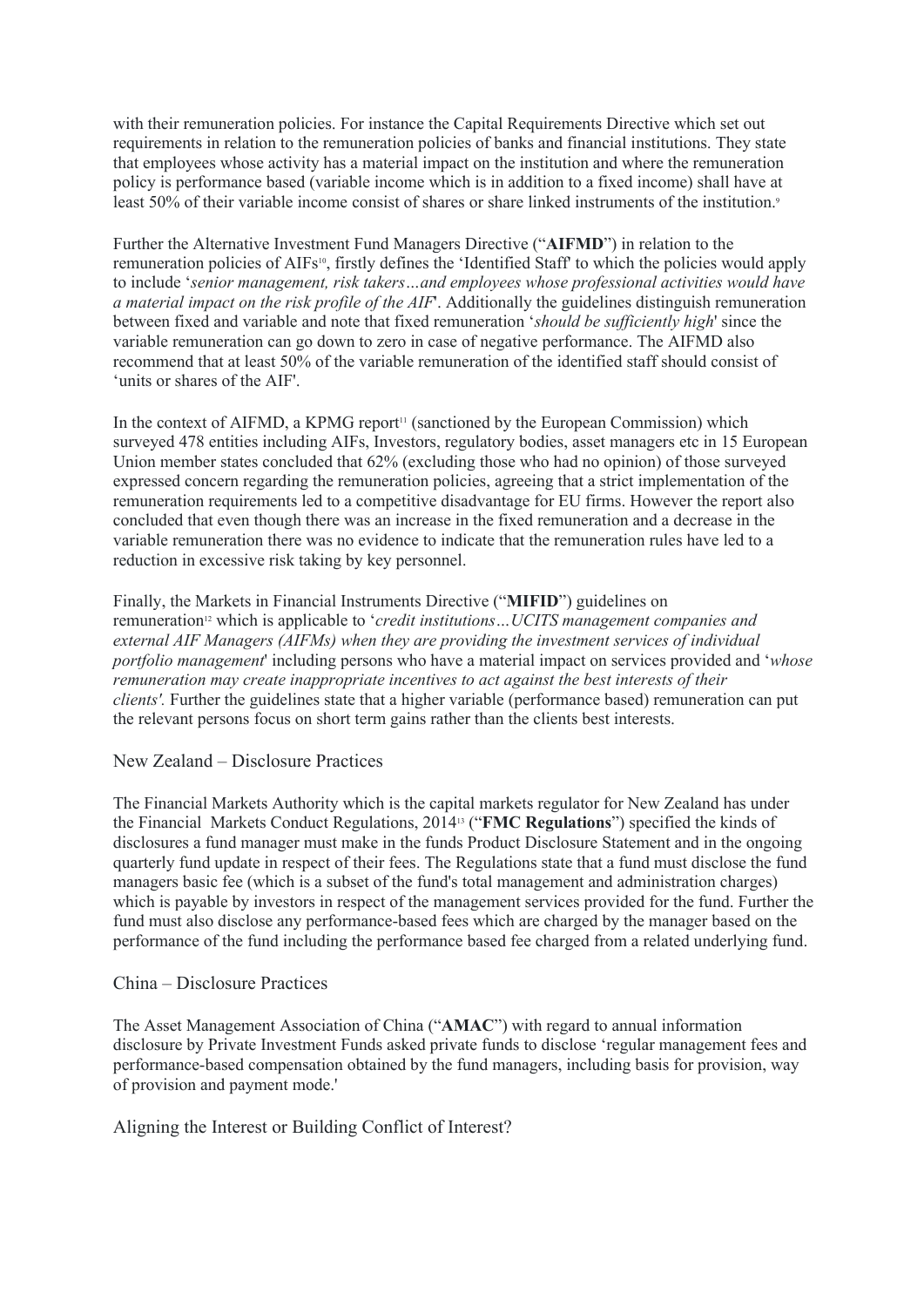with their remuneration policies. For instance the Capital Requirements Directive which set out requirements in relation to the remuneration policies of banks and financial institutions. They state that employees whose activity has a material impact on the institution and where the remuneration policy is performance based (variable income which is in addition to a fixed income) shall have at least 50% of their variable income consist of shares or share linked instruments of the institution.[9]

Further the Alternative Investment Fund Managers Directive ("**AIFMD**") in relation to the remuneration policies of AIFs[10], firstly defines the 'Identified Staff' to which the policies would apply to include '*senior management, risk takers…and employees whose professional activities would have a material impact on the risk profile of the AIF*'. Additionally the guidelines distinguish remuneration between fixed and variable and note that fixed remuneration '*should be sufficiently high*' since the variable remuneration can go down to zero in case of negative performance. The AIFMD also recommend that at least 50% of the variable remuneration of the identified staff should consist of 'units or shares of the AIF'.

In the context of AIFMD, a KPMG report[11] (sanctioned by the European Commission) which surveyed 478 entities including AIFs, Investors, regulatory bodies, asset managers etc in 15 European Union member states concluded that 62% (excluding those who had no opinion) of those surveyed expressed concern regarding the remuneration policies, agreeing that a strict implementation of the remuneration requirements led to a competitive disadvantage for EU firms. However the report also concluded that even though there was an increase in the fixed remuneration and a decrease in the variable remuneration there was no evidence to indicate that the remuneration rules have led to a reduction in excessive risk taking by key personnel.

Finally, the Markets in Financial Instruments Directive ("**MIFID**") guidelines on remuneration[12] which is applicable to '*credit institutions…UCITS management companies and external AIF Managers (AIFMs) when they are providing the investment services of individual portfolio management*' including persons who have a material impact on services provided and '*whose remuneration may create inappropriate incentives to act against the best interests of their clients'.* Further the guidelines state that a higher variable (performance based) remuneration can put the relevant persons focus on short term gains rather than the clients best interests.

## New Zealand – Disclosure Practices

The Financial Markets Authority which is the capital markets regulator for New Zealand has under the Financial Markets Conduct Regulations, 2014[13] ("**FMC Regulations**") specified the kinds of disclosures a fund manager must make in the funds Product Disclosure Statement and in the ongoing quarterly fund update in respect of their fees. The Regulations state that a fund must disclose the fund managers basic fee (which is a subset of the fund's total management and administration charges) which is payable by investors in respect of the management services provided for the fund. Further the fund must also disclose any performance-based fees which are charged by the manager based on the performance of the fund including the performance based fee charged from a related underlying fund.

## China – Disclosure Practices

The Asset Management Association of China ("**AMAC**") with regard to annual information disclosure by Private Investment Funds asked private funds to disclose 'regular management fees and performance-based compensation obtained by the fund managers, including basis for provision, way of provision and payment mode.'

## Aligning the Interest or Building Conflict of Interest?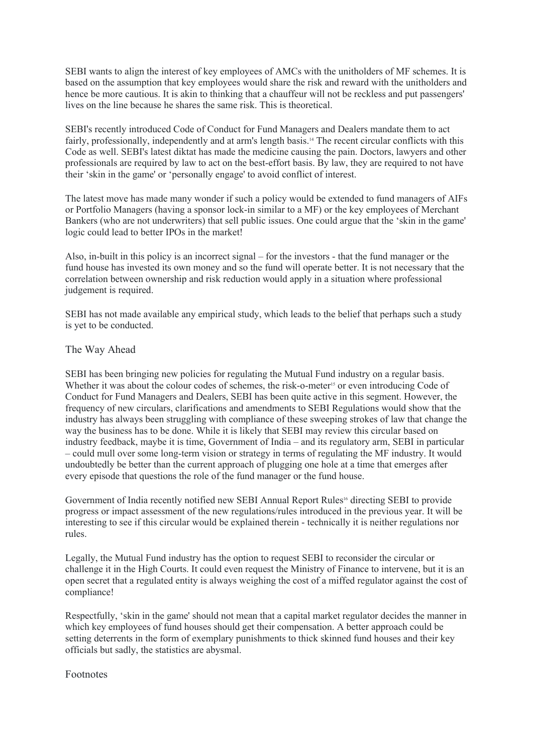SEBI wants to align the interest of key employees of AMCs with the unitholders of MF schemes. It is based on the assumption that key employees would share the risk and reward with the unitholders and hence be more cautious. It is akin to thinking that a chauffeur will not be reckless and put passengers' lives on the line because he shares the same risk. This is theoretical.

SEBI's recently introduced Code of Conduct for Fund Managers and Dealers mandate them to act fairly, professionally, independently and at arm's length basis.[14] The recent circular conflicts with this Code as well. SEBI's latest diktat has made the medicine causing the pain. Doctors, lawyers and other professionals are required by law to act on the best-effort basis. By law, they are required to not have their 'skin in the game' or 'personally engage' to avoid conflict of interest.

The latest move has made many wonder if such a policy would be extended to fund managers of AIFs or Portfolio Managers (having a sponsor lock-in similar to a MF) or the key employees of Merchant Bankers (who are not underwriters) that sell public issues. One could argue that the 'skin in the game' logic could lead to better IPOs in the market!

Also, in-built in this policy is an incorrect signal – for the investors - that the fund manager or the fund house has invested its own money and so the fund will operate better. It is not necessary that the correlation between ownership and risk reduction would apply in a situation where professional judgement is required.

SEBI has not made available any empirical study, which leads to the belief that perhaps such a study is yet to be conducted.

## The Way Ahead

SEBI has been bringing new policies for regulating the Mutual Fund industry on a regular basis. Whether it was about the colour codes of schemes, the risk-o-meter[15] or even introducing Code of Conduct for Fund Managers and Dealers, SEBI has been quite active in this segment. However, the frequency of new circulars, clarifications and amendments to SEBI Regulations would show that the industry has always been struggling with compliance of these sweeping strokes of law that change the way the business has to be done. While it is likely that SEBI may review this circular based on industry feedback, maybe it is time, Government of India – and its regulatory arm, SEBI in particular – could mull over some long-term vision or strategy in terms of regulating the MF industry. It would undoubtedly be better than the current approach of plugging one hole at a time that emerges after every episode that questions the role of the fund manager or the fund house.

Government of India recently notified new SEBI Annual Report Rules[16] directing SEBI to provide progress or impact assessment of the new regulations/rules introduced in the previous year. It will be interesting to see if this circular would be explained therein - technically it is neither regulations nor rules.

Legally, the Mutual Fund industry has the option to request SEBI to reconsider the circular or challenge it in the High Courts. It could even request the Ministry of Finance to intervene, but it is an open secret that a regulated entity is always weighing the cost of a miffed regulator against the cost of compliance!

Respectfully, 'skin in the game' should not mean that a capital market regulator decides the manner in which key employees of fund houses should get their compensation. A better approach could be setting deterrents in the form of exemplary punishments to thick skinned fund houses and their key officials but sadly, the statistics are abysmal.

## Footnotes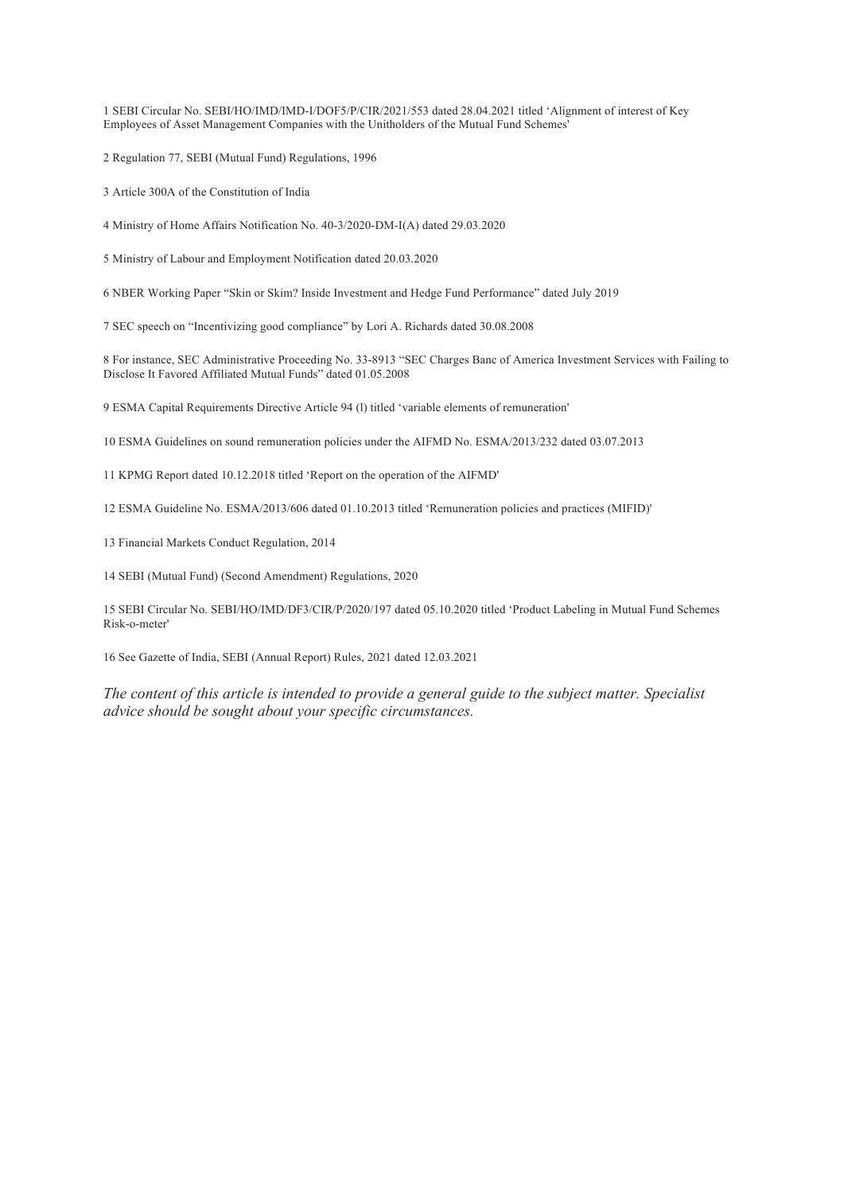1 SEBI Circular No. SEBI/HO/IMD/IMD-I/DOF5/P/CIR/2021/553 dated 28.04.2021 titled 'Alignment of interest of Key Employees of Asset Management Companies with the Unitholders of the Mutual Fund Schemes'

2 Regulation 77, SEBI (Mutual Fund) Regulations, 1996

3 Article 300A of the Constitution of India

4 Ministry of Home Affairs Notification No. 40-3/2020-DM-I(A) dated 29.03.2020

5 Ministry of Labour and Employment Notification dated 20.03.2020

6 NBER Working Paper "Skin or Skim? Inside Investment and Hedge Fund Performance" dated July 2019

7 SEC speech on "Incentivizing good compliance" by Lori A. Richards dated 30.08.2008

8 For instance, SEC Administrative Proceeding No. 33-8913 "SEC Charges Banc of America Investment Services with Failing to Disclose It Favored Affiliated Mutual Funds" dated 01.05.2008

9 ESMA Capital Requirements Directive Article 94 (l) titled 'variable elements of remuneration'

10 ESMA Guidelines on sound remuneration policies under the AIFMD No. ESMA/2013/232 dated 03.07.2013

11 KPMG Report dated 10.12.2018 titled 'Report on the operation of the AIFMD'

12 ESMA Guideline No. ESMA/2013/606 dated 01.10.2013 titled 'Remuneration policies and practices (MIFID)'

13 Financial Markets Conduct Regulation, 2014

14 SEBI (Mutual Fund) (Second Amendment) Regulations, 2020

15 SEBI Circular No. SEBI/HO/IMD/DF3/CIR/P/2020/197 dated 05.10.2020 titled 'Product Labeling in Mutual Fund Schemes Risk-o-meter'

16 See Gazette of India, SEBI (Annual Report) Rules, 2021 dated 12.03.2021

*The content of this article is intended to provide a general guide to the subject matter. Specialist advice should be sought about your specific circumstances.*